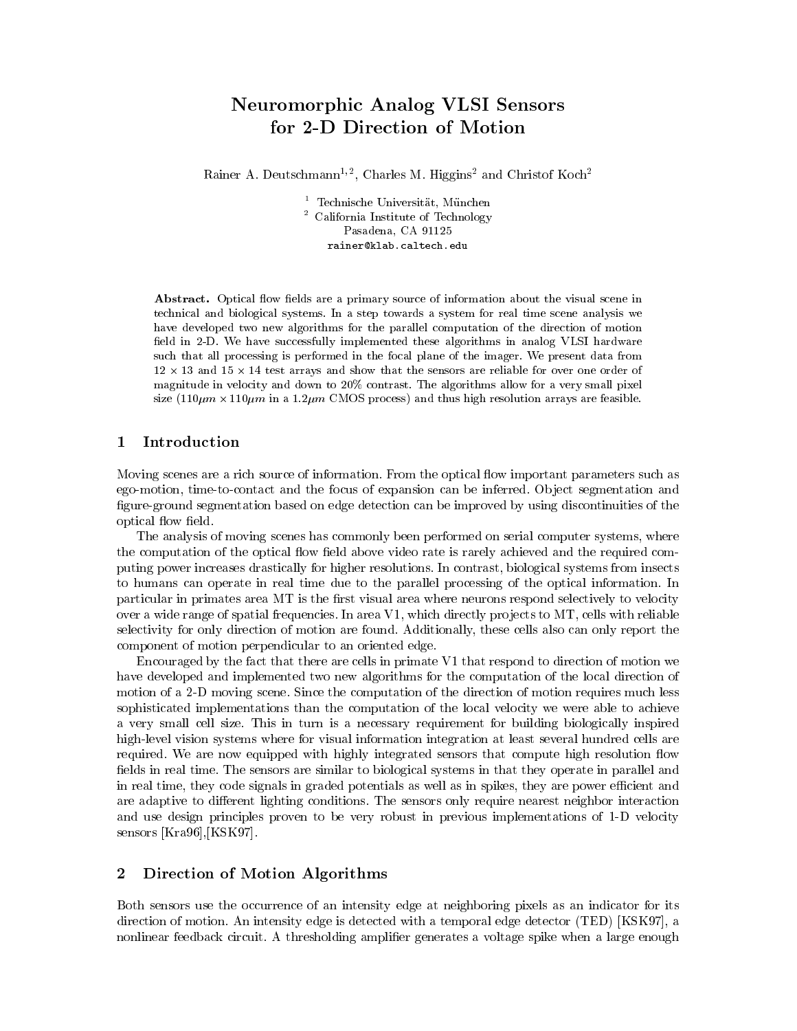# Neuromorphic Analog VLSI Sensors for 2-D Direction of Motion

Rainer A. Deutschmann[1,2], Charles M. Higgins[2] and Christof Koch[2]

[1] Technische Universität, München
[2] California Institute of Technology
Pasadena, CA 91125
rainer@klab.caltech.edu

**Abstract.** Optical flow fields are a primary source of information about the visual scene in technical and biological systems. In a step towards a system for real time scene analysis we have developed two new algorithms for the parallel computation of the direction of motion field in 2-D. We have successfully implemented these algorithms in analog VLSI hardware such that all processing is performed in the focal plane of the imager. We present data from $12 \times 13$ and $15 \times 14$ test arrays and show that the sensors are reliable for over one order of magnitude in velocity and down to 20% contrast. The algorithms allow for a very small pixel size ($110\mu m \times 110\mu m$ in a $1.2\mu m$ CMOS process) and thus high resolution arrays are feasible.

## 1 Introduction

Moving scenes are a rich source of information. From the optical flow important parameters such as ego-motion, time-to-contact and the focus of expansion can be inferred. Object segmentation and figure-ground segmentation based on edge detection can be improved by using discontinuities of the optical flow field.

The analysis of moving scenes has commonly been performed on serial computer systems, where the computation of the optical flow field above video rate is rarely achieved and the required computing power increases drastically for higher resolutions. In contrast, biological systems from insects to humans can operate in real time due to the parallel processing of the optical information. In particular in primates area MT is the first visual area where neurons respond selectively to velocity over a wide range of spatial frequencies. In area V1, which directly projects to MT, cells with reliable selectivity for only direction of motion are found. Additionally, these cells also can only report the component of motion perpendicular to an oriented edge.

Encouraged by the fact that there are cells in primate V1 that respond to direction of motion we have developed and implemented two new algorithms for the computation of the local direction of motion of a 2-D moving scene. Since the computation of the direction of motion requires much less sophisticated implementations than the computation of the local velocity we were able to achieve a very small cell size. This in turn is a necessary requirement for building biologically inspired high-level vision systems where for visual information integration at least several hundred cells are required. We are now equipped with highly integrated sensors that compute high resolution flow fields in real time. The sensors are similar to biological systems in that they operate in parallel and in real time, they code signals in graded potentials as well as in spikes, they are power efficient and are adaptive to different lighting conditions. The sensors only require nearest neighbor interaction and use design principles proven to be very robust in previous implementations of 1-D velocity sensors [Kra96],[KSK97].

## 2 Direction of Motion Algorithms

Both sensors use the occurrence of an intensity edge at neighboring pixels as an indicator for its direction of motion. An intensity edge is detected with a temporal edge detector (TED) [KSK97], a nonlinear feedback circuit. A thresholding amplifier generates a voltage spike when a large enough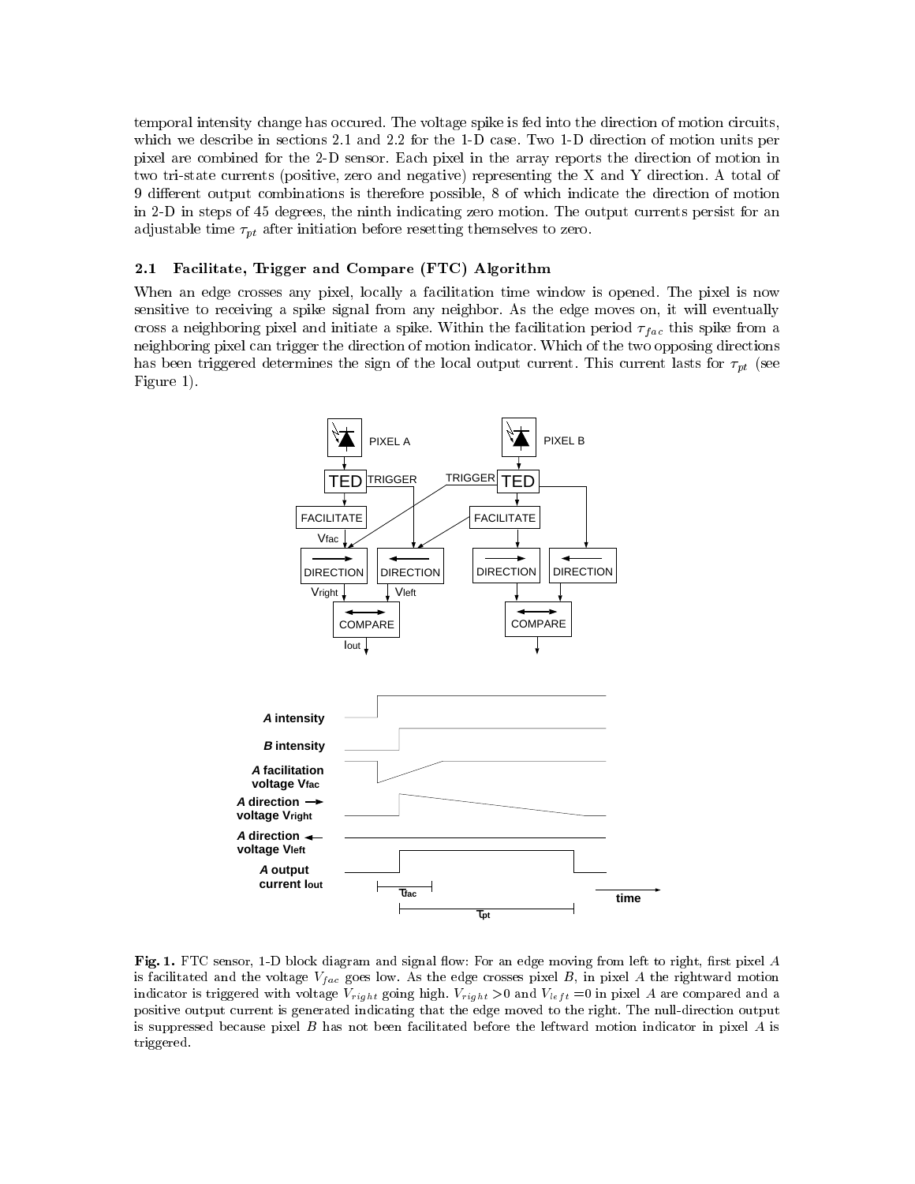temporal intensity change has occured. The voltage spike is fed into the direction of motion circuits, which we describe in sections 2.1 and 2.2 for the 1-D case. Two 1-D direction of motion units per pixel are combined for the 2-D sensor. Each pixel in the array reports the direction of motion in two tri-state currents (positive, zero and negative) representing the X and Y direction. A total of 9 different output combinations is therefore possible, 8 of which indicate the direction of motion in 2-D in steps of 45 degrees, the ninth indicating zero motion. The output currents persist for an adjustable time $\tau_{pt}$ after initiation before resetting themselves to zero.

### 2.1 Facilitate, Trigger and Compare (FTC) Algorithm

When an edge crosses any pixel, locally a facilitation time window is opened. The pixel is now sensitive to receiving a spike signal from any neighbor. As the edge moves on, it will eventually cross a neighboring pixel and initiate a spike. Within the facilitation period $\tau_{fac}$ this spike from a neighboring pixel can trigger the direction of motion indicator. Which of the two opposing directions has been triggered determines the sign of the local output current. This current lasts for $\tau_{pt}$ (see Figure 1).

**Fig. 1.** FTC sensor, 1-D block diagram and signal flow: For an edge moving from left to right, first pixel $A$ is facilitated and the voltage $V_{fac}$ goes low. As the edge crosses pixel $B$, in pixel $A$ the rightward motion indicator is triggered with voltage $V_{right}$ going high. $V_{right} > 0$ and $V_{left} = 0$ in pixel $A$ are compared and a positive output current is generated indicating that the edge moved to the right. The null-direction output is suppressed because pixel $B$ has not been facilitated before the leftward motion indicator in pixel $A$ is triggered.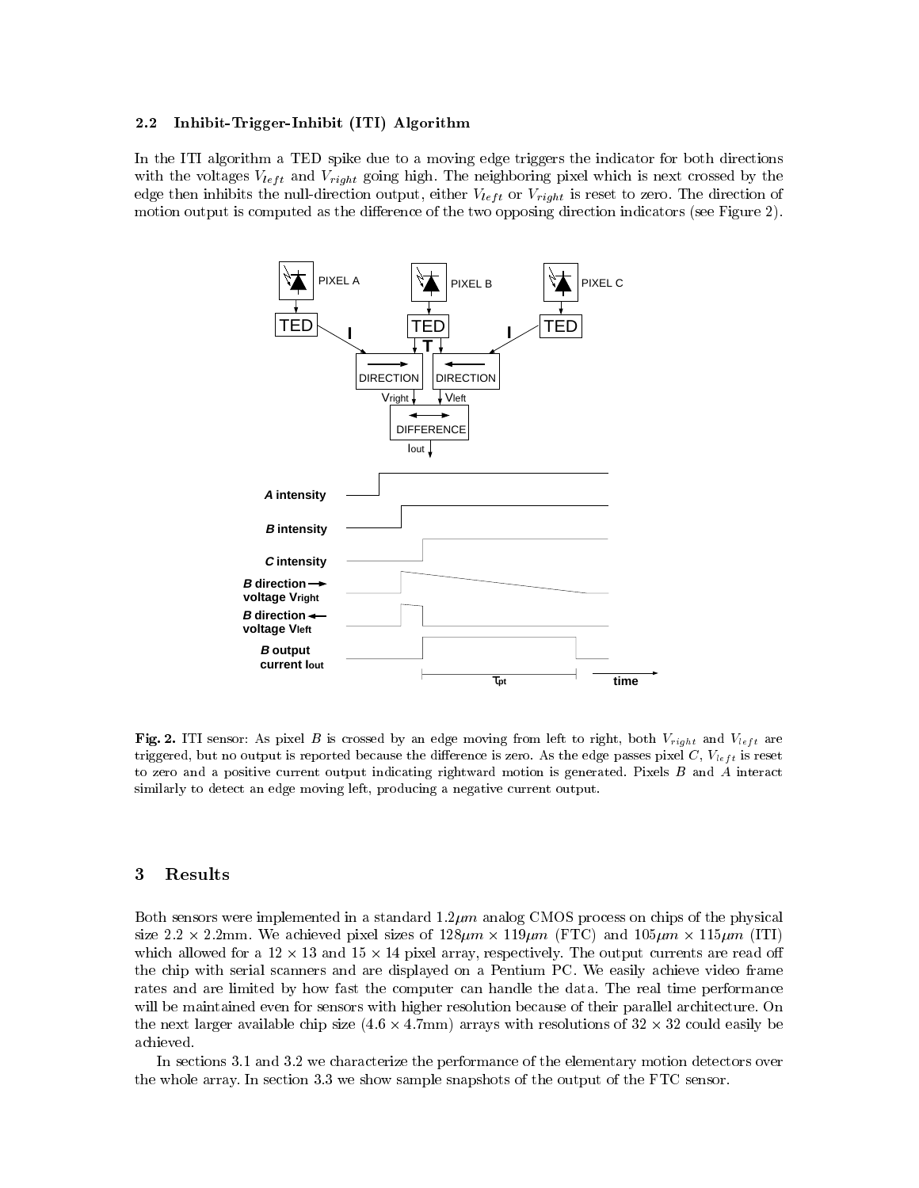### 2.2 Inhibit-Trigger-Inhibit (ITI) Algorithm

In the ITI algorithm a TED spike due to a moving edge triggers the indicator for both directions with the voltages $V_{left}$ and $V_{right}$ going high. The neighboring pixel which is next crossed by the edge then inhibits the null-direction output, either $V_{left}$ or $V_{right}$ is reset to zero. The direction of motion output is computed as the difference of the two opposing direction indicators (see Figure 2).

**Fig. 2.** ITI sensor: As pixel $B$ is crossed by an edge moving from left to right, both $V_{right}$ and $V_{left}$ are triggered, but no output is reported because the difference is zero. As the edge passes pixel $C$, $V_{left}$ is reset to zero and a positive current output indicating rightward motion is generated. Pixels $B$ and $A$ interact similarly to detect an edge moving left, producing a negative current output.

## 3 Results

Both sensors were implemented in a standard $1.2\mu m$ analog CMOS process on chips of the physical size $2.2 \times 2.2$mm. We achieved pixel sizes of $128\mu m \times 119\mu m$ (FTC) and $105\mu m \times 115\mu m$ (ITI) which allowed for a $12 \times 13$ and $15 \times 14$ pixel array, respectively. The output currents are read off the chip with serial scanners and are displayed on a Pentium PC. We easily achieve video frame rates and are limited by how fast the computer can handle the data. The real time performance will be maintained even for sensors with higher resolution because of their parallel architecture. On the next larger available chip size ($4.6 \times 4.7$mm) arrays with resolutions of $32 \times 32$ could easily be achieved.

In sections 3.1 and 3.2 we characterize the performance of the elementary motion detectors over the whole array. In section 3.3 we show sample snapshots of the output of the FTC sensor.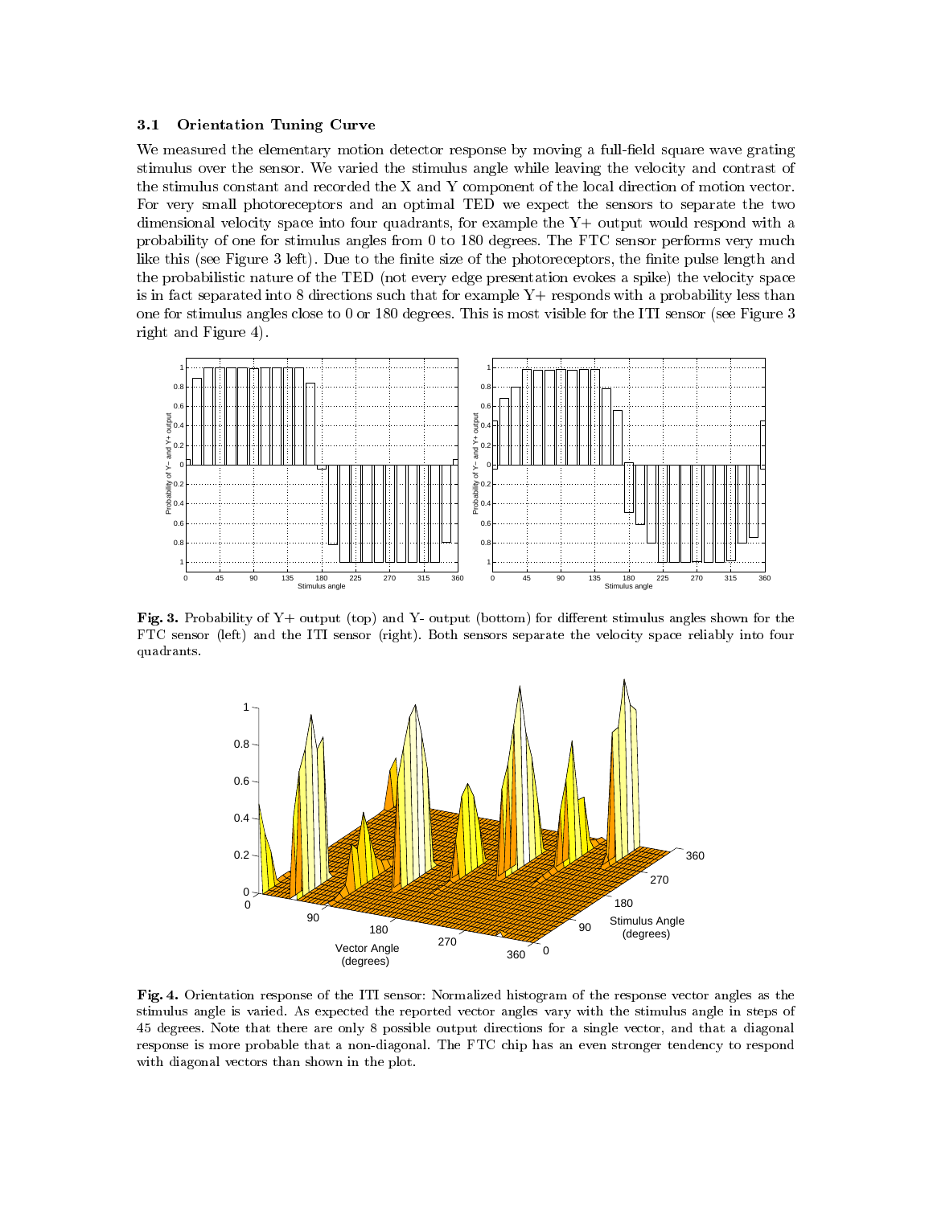### 3.1 Orientation Tuning Curve

We measured the elementary motion detector response by moving a full-field square wave grating stimulus over the sensor. We varied the stimulus angle while leaving the velocity and contrast of the stimulus constant and recorded the X and Y component of the local direction of motion vector. For very small photoreceptors and an optimal TED we expect the sensors to separate the two dimensional velocity space into four quadrants, for example the Y+ output would respond with a probability of one for stimulus angles from 0 to 180 degrees. The FTC sensor performs very much like this (see Figure 3 left). Due to the finite size of the photoreceptors, the finite pulse length and the probabilistic nature of the TED (not every edge presentation evokes a spike) the velocity space is in fact separated into 8 directions such that for example Y+ responds with a probability less than one for stimulus angles close to 0 or 180 degrees. This is most visible for the ITI sensor (see Figure 3 right and Figure 4).

**Fig. 3.** Probability of Y+ output (top) and Y- output (bottom) for different stimulus angles shown for the FTC sensor (left) and the ITI sensor (right). Both sensors separate the velocity space reliably into four quadrants.

**Fig. 4.** Orientation response of the ITI sensor: Normalized histogram of the response vector angles as the stimulus angle is varied. As expected the reported vector angles vary with the stimulus angle in steps of 45 degrees. Note that there are only 8 possible output directions for a single vector, and that a diagonal response is more probable that a non-diagonal. The FTC chip has an even stronger tendency to respond with diagonal vectors than shown in the plot.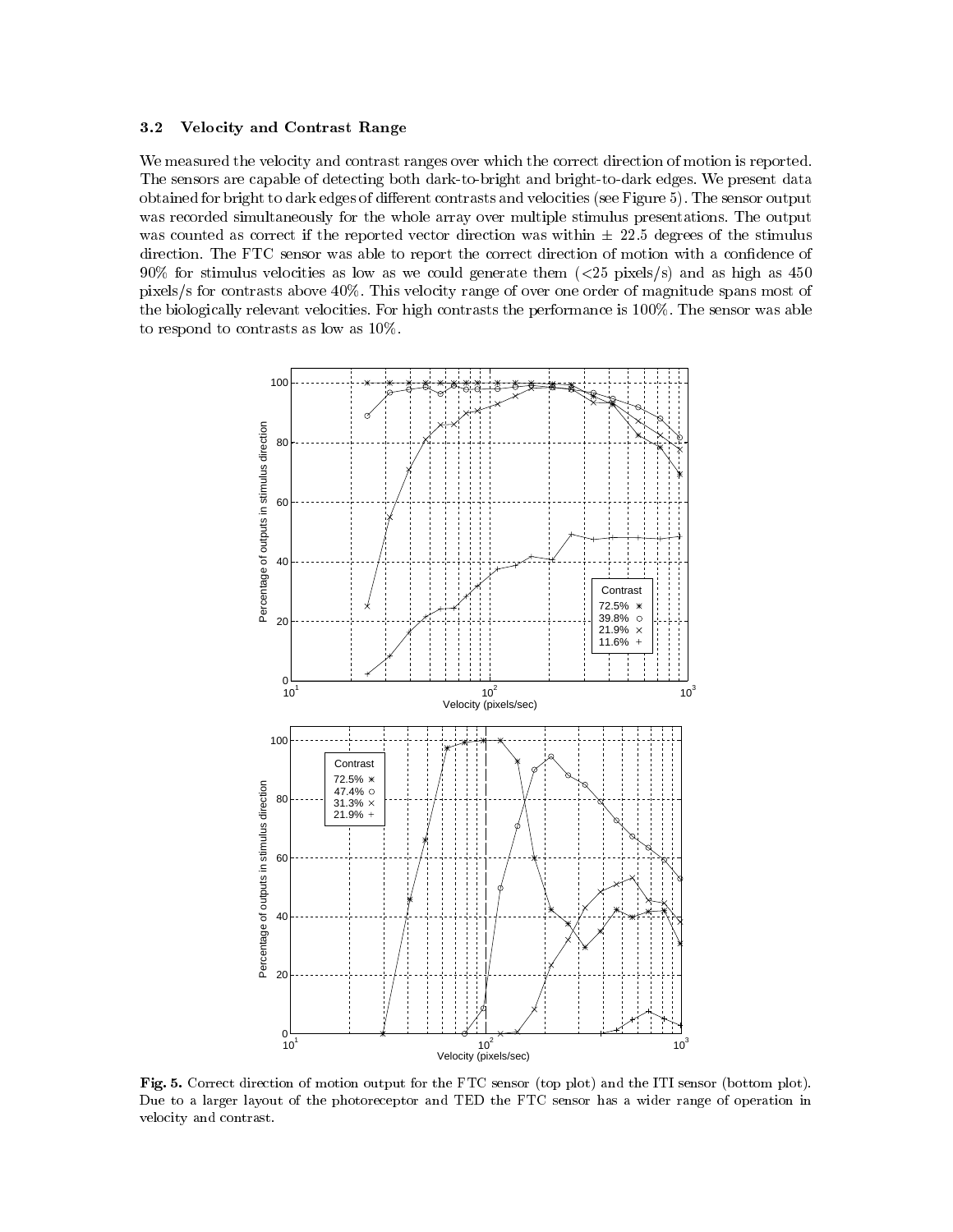### 3.2 Velocity and Contrast Range

We measured the velocity and contrast ranges over which the correct direction of motion is reported. The sensors are capable of detecting both dark-to-bright and bright-to-dark edges. We present data obtained for bright to dark edges of different contrasts and velocities (see Figure 5). The sensor output was recorded simultaneously for the whole array over multiple stimulus presentations. The output was counted as correct if the reported vector direction was within $\pm$ 22.5 degrees of the stimulus direction. The FTC sensor was able to report the correct direction of motion with a confidence of 90% for stimulus velocities as low as we could generate them (<25 pixels/s) and as high as 450 pixels/s for contrasts above 40%. This velocity range of over one order of magnitude spans most of the biologically relevant velocities. For high contrasts the performance is 100%. The sensor was able to respond to contrasts as low as 10%.

**Fig. 5.** Correct direction of motion output for the FTC sensor (top plot) and the ITI sensor (bottom plot). Due to a larger layout of the photoreceptor and TED the FTC sensor has a wider range of operation in velocity and contrast.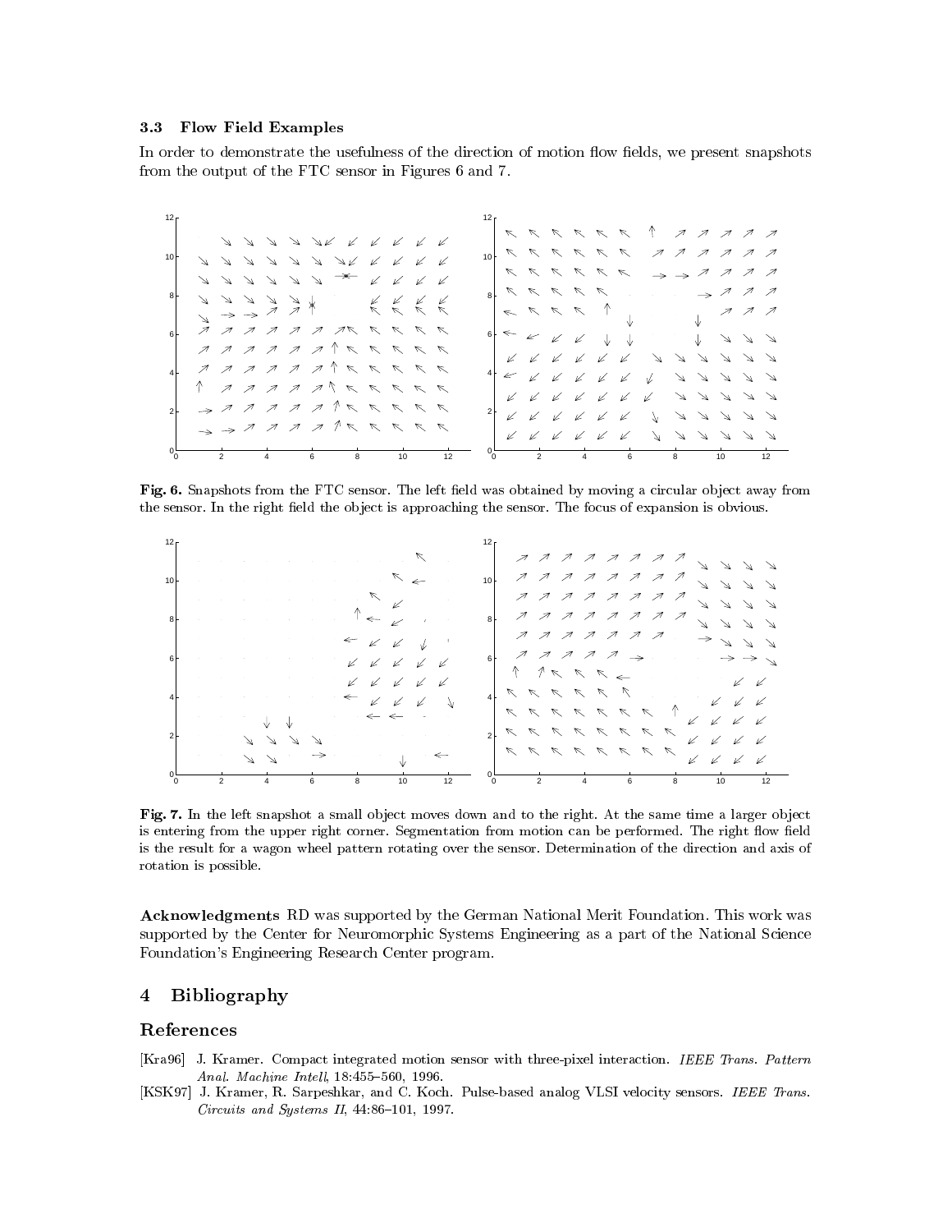### 3.3 Flow Field Examples

In order to demonstrate the usefulness of the direction of motion flow fields, we present snapshots from the output of the FTC sensor in Figures 6 and 7.

0
2
4
6
8
10
12

0
2
4
6
8
10
12

**Fig. 6.** Snapshots from the FTC sensor. The left field was obtained by moving a circular object away from the sensor. In the right field the object is approaching the sensor. The focus of expansion is obvious.

0
2
4
6
8
10
12

0
2
4
6
8
10
12

**Fig. 7.** In the left snapshot a small object moves down and to the right. At the same time a larger object is entering from the upper right corner. Segmentation from motion can be performed. The right flow field is the result for a wagon wheel pattern rotating over the sensor. Determination of the direction and axis of rotation is possible.

**Acknowledgments** RD was supported by the German National Merit Foundation. This work was supported by the Center for Neuromorphic Systems Engineering as a part of the National Science Foundation's Engineering Research Center program.

## 4 Bibliography

## References

[Kra96] J. Kramer. Compact integrated motion sensor with three-pixel interaction. *IEEE Trans. Pattern Anal. Machine Intell*, 18:455–560, 1996.

[KSK97] J. Kramer, R. Sarpeshkar, and C. Koch. Pulse-based analog VLSI velocity sensors. *IEEE Trans. Circuits and Systems II*, 44:86–101, 1997.